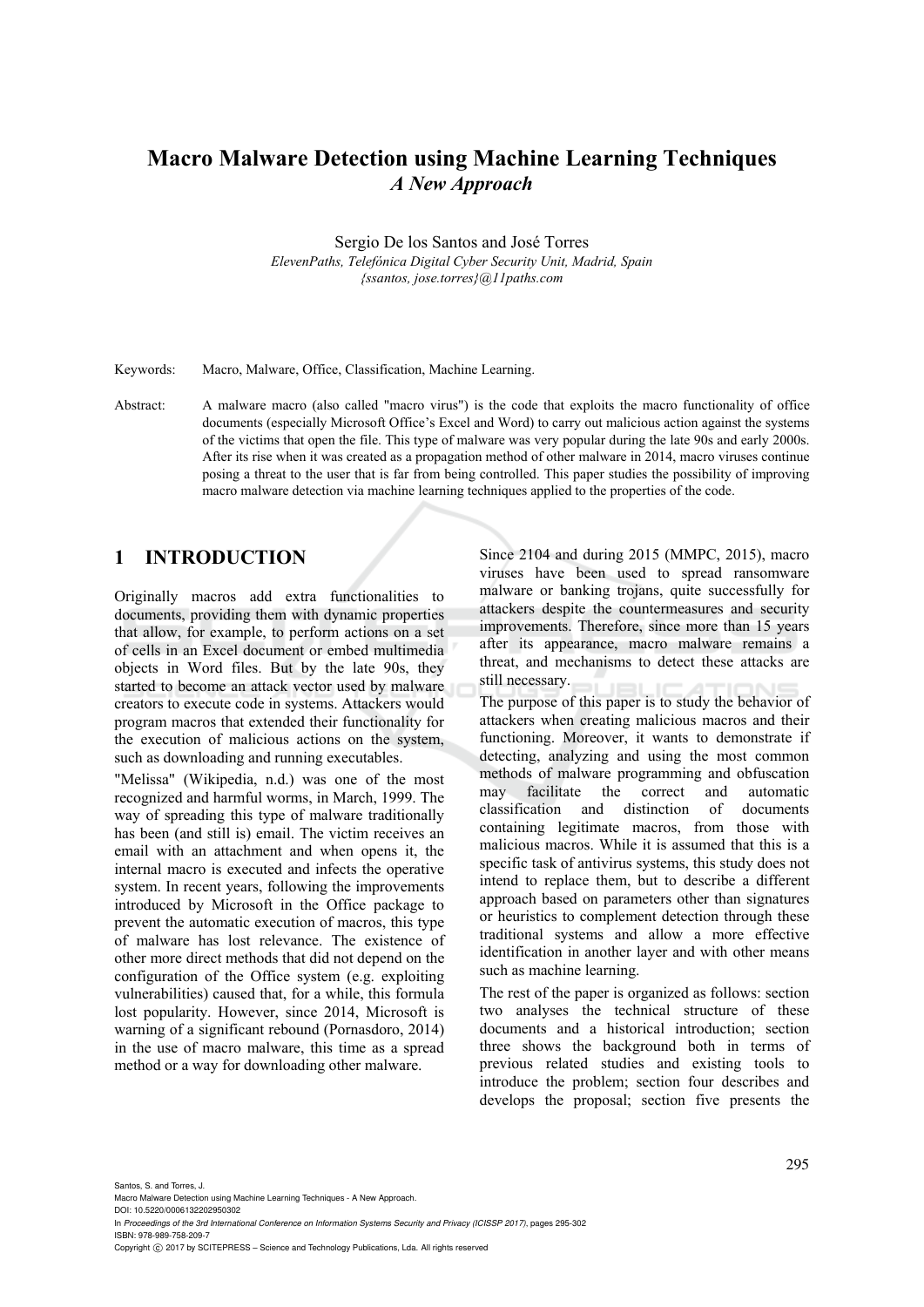# Macro Malware Detection using Machine Learning Techniques

## *A New Approach*

Sergio De los Santos and José Torres

*ElevenPaths, Telefónica Digital Cyber Security Unit, Madrid, Spain*
*{ssantos, jose.torres}@11paths.com*

Keywords: Macro, Malware, Office, Classification, Machine Learning.

Abstract: A malware macro (also called "macro virus") is the code that exploits the macro functionality of office documents (especially Microsoft Office's Excel and Word) to carry out malicious action against the systems of the victims that open the file. This type of malware was very popular during the late 90s and early 2000s. After its rise when it was created as a propagation method of other malware in 2014, macro viruses continue posing a threat to the user that is far from being controlled. This paper studies the possibility of improving macro malware detection via machine learning techniques applied to the properties of the code.

## 1 INTRODUCTION

Originally macros add extra functionalities to documents, providing them with dynamic properties that allow, for example, to perform actions on a set of cells in an Excel document or embed multimedia objects in Word files. But by the late 90s, they started to become an attack vector used by malware creators to execute code in systems. Attackers would program macros that extended their functionality for the execution of malicious actions on the system, such as downloading and running executables.

"Melissa" (Wikipedia, n.d.) was one of the most recognized and harmful worms, in March, 1999. The way of spreading this type of malware traditionally has been (and still is) email. The victim receives an email with an attachment and when opens it, the internal macro is executed and infects the operative system. In recent years, following the improvements introduced by Microsoft in the Office package to prevent the automatic execution of macros, this type of malware has lost relevance. The existence of other more direct methods that did not depend on the configuration of the Office system (e.g. exploiting vulnerabilities) caused that, for a while, this formula lost popularity. However, since 2014, Microsoft is warning of a significant rebound (Pornasdoro, 2014) in the use of macro malware, this time as a spread method or a way for downloading other malware.

Since 2104 and during 2015 (MMPC, 2015), macro viruses have been used to spread ransomware malware or banking trojans, quite successfully for attackers despite the countermeasures and security improvements. Therefore, since more than 15 years after its appearance, macro malware remains a threat, and mechanisms to detect these attacks are still necessary.

The purpose of this paper is to study the behavior of attackers when creating malicious macros and their functioning. Moreover, it wants to demonstrate if detecting, analyzing and using the most common methods of malware programming and obfuscation may facilitate the correct and automatic classification and distinction of documents containing legitimate macros, from those with malicious macros. While it is assumed that this is a specific task of antivirus systems, this study does not intend to replace them, but to describe a different approach based on parameters other than signatures or heuristics to complement detection through these traditional systems and allow a more effective identification in another layer and with other means such as machine learning.

The rest of the paper is organized as follows: section two analyses the technical structure of these documents and a historical introduction; section three shows the background both in terms of previous related studies and existing tools to introduce the problem; section four describes and develops the proposal; section five presents the

Santos, S. and Torres, J.
Macro Malware Detection using Machine Learning Techniques - A New Approach.
DOI: 10.5220/0006132202950302
In *Proceedings of the 3rd International Conference on Information Systems Security and Privacy (ICISSP 2017)*, pages 295-302
ISBN: 978-989-758-209-7
Copyright © 2017 by SCITEPRESS – Science and Technology Publications, Lda. All rights reserved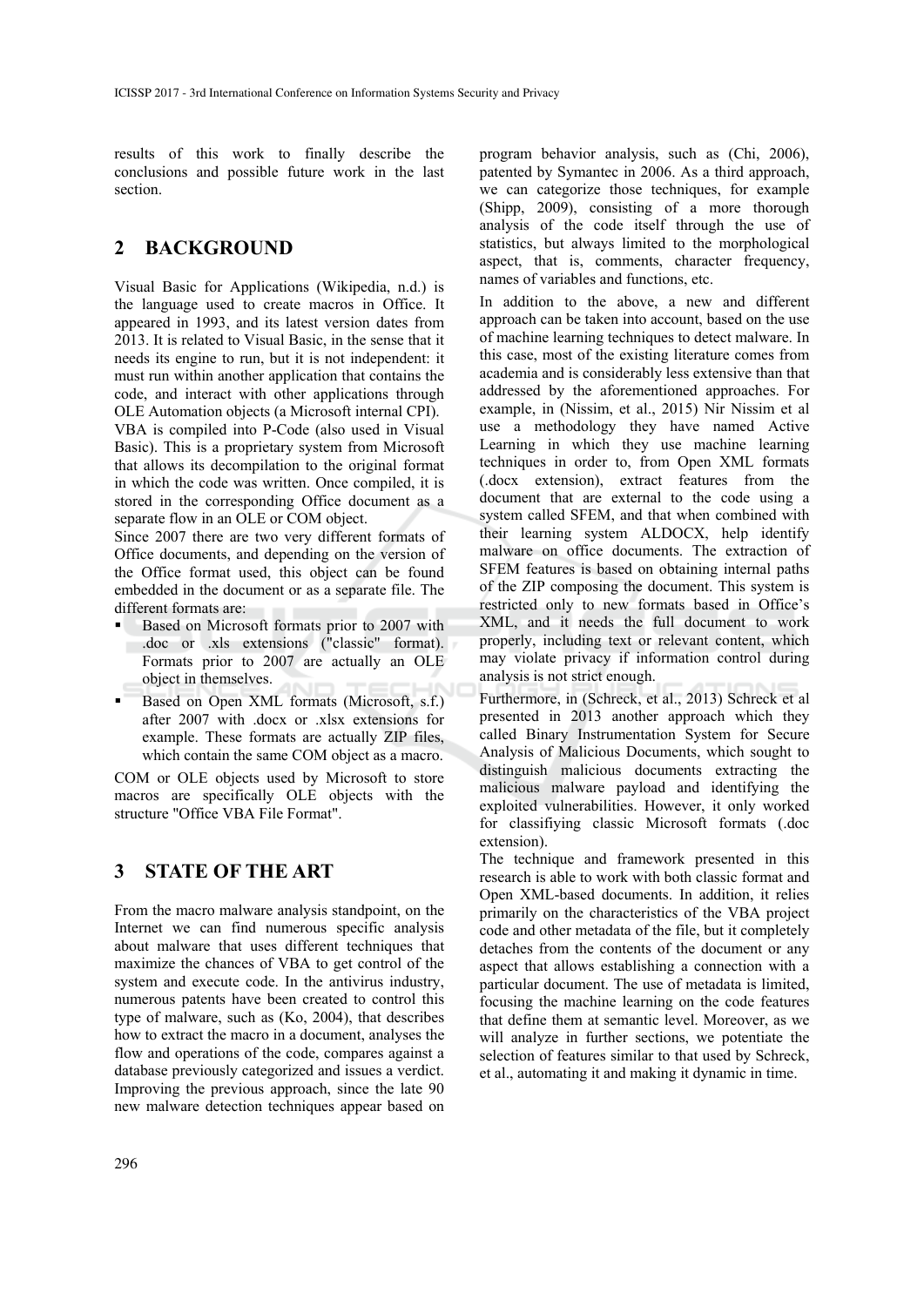results of this work to finally describe the conclusions and possible future work in the last section.

## 2 BACKGROUND

Visual Basic for Applications (Wikipedia, n.d.) is the language used to create macros in Office. It appeared in 1993, and its latest version dates from 2013. It is related to Visual Basic, in the sense that it needs its engine to run, but it is not independent: it must run within another application that contains the code, and interact with other applications through OLE Automation objects (a Microsoft internal CPI).

VBA is compiled into P-Code (also used in Visual Basic). This is a proprietary system from Microsoft that allows its decompilation to the original format in which the code was written. Once compiled, it is stored in the corresponding Office document as a separate flow in an OLE or COM object.

Since 2007 there are two very different formats of Office documents, and depending on the version of the Office format used, this object can be found embedded in the document or as a separate file. The different formats are:

- Based on Microsoft formats prior to 2007 with .doc or .xls extensions ("classic" format). Formats prior to 2007 are actually an OLE object in themselves.
- Based on Open XML formats (Microsoft, s.f.) after 2007 with .docx or .xlsx extensions for example. These formats are actually ZIP files, which contain the same COM object as a macro.

COM or OLE objects used by Microsoft to store macros are specifically OLE objects with the structure "Office VBA File Format".

## 3 STATE OF THE ART

From the macro malware analysis standpoint, on the Internet we can find numerous specific analysis about malware that uses different techniques that maximize the chances of VBA to get control of the system and execute code. In the antivirus industry, numerous patents have been created to control this type of malware, such as (Ko, 2004), that describes how to extract the macro in a document, analyses the flow and operations of the code, compares against a database previously categorized and issues a verdict. Improving the previous approach, since the late 90 new malware detection techniques appear based on program behavior analysis, such as (Chi, 2006), patented by Symantec in 2006. As a third approach, we can categorize those techniques, for example (Shipp, 2009), consisting of a more thorough analysis of the code itself through the use of statistics, but always limited to the morphological aspect, that is, comments, character frequency, names of variables and functions, etc.

In addition to the above, a new and different approach can be taken into account, based on the use of machine learning techniques to detect malware. In this case, most of the existing literature comes from academia and is considerably less extensive than that addressed by the aforementioned approaches. For example, in (Nissim, et al., 2015) Nir Nissim et al use a methodology they have named Active Learning in which they use machine learning techniques in order to, from Open XML formats (.docx extension), extract features from the document that are external to the code using a system called SFEM, and that when combined with their learning system ALDOCX, help identify malware on office documents. The extraction of SFEM features is based on obtaining internal paths of the ZIP composing the document. This system is restricted only to new formats based in Office's XML, and it needs the full document to work properly, including text or relevant content, which may violate privacy if information control during analysis is not strict enough.

Furthermore, in (Schreck, et al., 2013) Schreck et al presented in 2013 another approach which they called Binary Instrumentation System for Secure Analysis of Malicious Documents, which sought to distinguish malicious documents extracting the malicious malware payload and identifying the exploited vulnerabilities. However, it only worked for classifiying classic Microsoft formats (.doc extension).

The technique and framework presented in this research is able to work with both classic format and Open XML-based documents. In addition, it relies primarily on the characteristics of the VBA project code and other metadata of the file, but it completely detaches from the contents of the document or any aspect that allows establishing a connection with a particular document. The use of metadata is limited, focusing the machine learning on the code features that define them at semantic level. Moreover, as we will analyze in further sections, we potentiate the selection of features similar to that used by Schreck, et al., automating it and making it dynamic in time.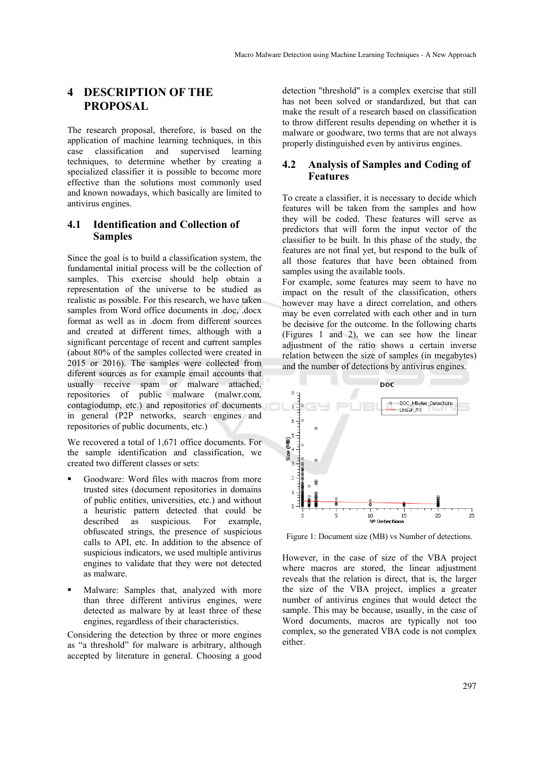## 4 DESCRIPTION OF THE PROPOSAL

The research proposal, therefore, is based on the application of machine learning techniques, in this case classification and supervised learning techniques, to determine whether by creating a specialized classifier it is possible to become more effective than the solutions most commonly used and known nowadays, which basically are limited to antivirus engines.

### 4.1 Identification and Collection of Samples

Since the goal is to build a classification system, the fundamental initial process will be the collection of samples. This exercise should help obtain a representation of the universe to be studied as realistic as possible. For this research, we have taken samples from Word office documents in .doc, .docx format as well as in .docm from different sources and created at different times, although with a significant percentage of recent and current samples (about 80% of the samples collected were created in 2015 or 2016). The samples were collected from diferent sources as for example email accounts that usually receive spam or malware attached, repositories of public malware (malwr.com, contagiodump, etc.) and repositories of documents in general (P2P networks, search engines and repositories of public documents, etc.)

We recovered a total of 1,671 office documents. For the sample identification and classification, we created two different classes or sets:

- Goodware: Word files with macros from more trusted sites (document repositories in domains of public entities, universities, etc.) and without a heuristic pattern detected that could be described as suspicious. For example, obfuscated strings, the presence of suspicious calls to API, etc. In addition to the absence of suspicious indicators, we used multiple antivirus engines to validate that they were not detected as malware.
- Malware: Samples that, analyzed with more than three different antivirus engines, were detected as malware by at least three of these engines, regardless of their characteristics.

Considering the detection by three or more engines as "a threshold" for malware is arbitrary, although accepted by literature in general. Choosing a good detection "threshold" is a complex exercise that still has not been solved or standardized, but that can make the result of a research based on classification to throw different results depending on whether it is malware or goodware, two terms that are not always properly distinguished even by antivirus engines.

### 4.2 Analysis of Samples and Coding of Features

To create a classifier, it is necessary to decide which features will be taken from the samples and how they will be coded. These features will serve as predictors that will form the input vector of the classifier to be built. In this phase of the study, the features are not final yet, but respond to the bulk of all those features that have been obtained from samples using the available tools.

For example, some features may seem to have no impact on the result of the classification, others however may have a direct correlation, and others may be even correlated with each other and in turn be decisive for the outcome. In the following charts (Figures 1 and 2), we can see how the linear adjustment of the ratio shows a certain inverse relation between the size of samples (in megabytes) and the number of detections by antivirus engines.

Figure 1: Document size (MB) vs Number of detections.

However, in the case of size of the VBA project where macros are stored, the linear adjustment reveals that the relation is direct, that is, the larger the size of the VBA project, implies a greater number of antivirus engines that would detect the sample. This may be because, usually, in the case of Word documents, macros are typically not too complex, so the generated VBA code is not complex either.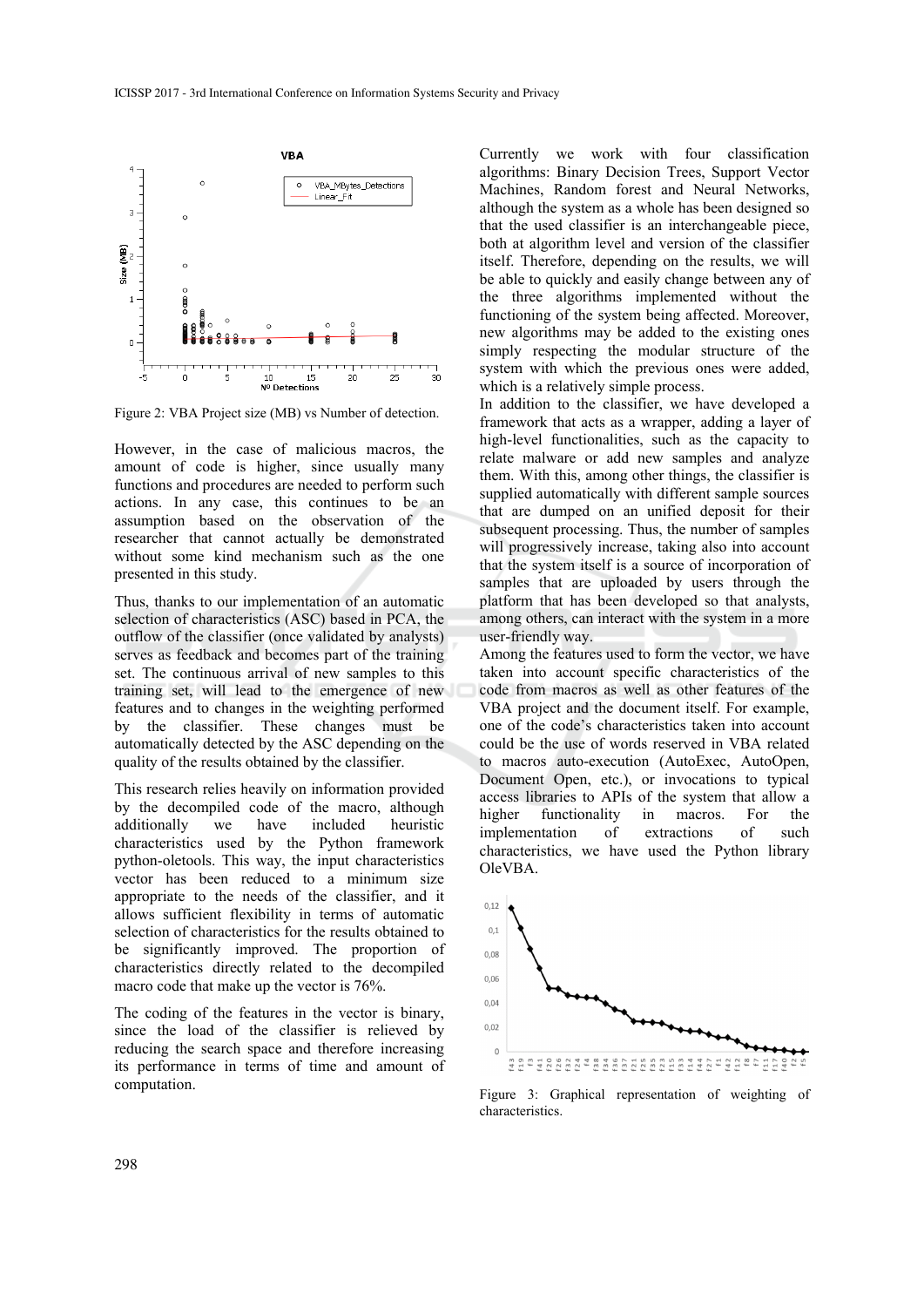Figure 2: VBA Project size (MB) vs Number of detection.

However, in the case of malicious macros, the amount of code is higher, since usually many functions and procedures are needed to perform such actions. In any case, this continues to be an assumption based on the observation of the researcher that cannot actually be demonstrated without some kind mechanism such as the one presented in this study.

Thus, thanks to our implementation of an automatic selection of characteristics (ASC) based in PCA, the outflow of the classifier (once validated by analysts) serves as feedback and becomes part of the training set. The continuous arrival of new samples to this training set, will lead to the emergence of new features and to changes in the weighting performed by the classifier. These changes must be automatically detected by the ASC depending on the quality of the results obtained by the classifier.

This research relies heavily on information provided by the decompiled code of the macro, although additionally we have included heuristic characteristics used by the Python framework python-oletools. This way, the input characteristics vector has been reduced to a minimum size appropriate to the needs of the classifier, and it allows sufficient flexibility in terms of automatic selection of characteristics for the results obtained to be significantly improved. The proportion of characteristics directly related to the decompiled macro code that make up the vector is 76%.

The coding of the features in the vector is binary, since the load of the classifier is relieved by reducing the search space and therefore increasing its performance in terms of time and amount of computation.

Currently we work with four classification algorithms: Binary Decision Trees, Support Vector Machines, Random forest and Neural Networks, although the system as a whole has been designed so that the used classifier is an interchangeable piece, both at algorithm level and version of the classifier itself. Therefore, depending on the results, we will be able to quickly and easily change between any of the three algorithms implemented without the functioning of the system being affected. Moreover, new algorithms may be added to the existing ones simply respecting the modular structure of the system with which the previous ones were added, which is a relatively simple process.

In addition to the classifier, we have developed a framework that acts as a wrapper, adding a layer of high-level functionalities, such as the capacity to relate malware or add new samples and analyze them. With this, among other things, the classifier is supplied automatically with different sample sources that are dumped on an unified deposit for their subsequent processing. Thus, the number of samples will progressively increase, taking also into account that the system itself is a source of incorporation of samples that are uploaded by users through the platform that has been developed so that analysts, among others, can interact with the system in a more user-friendly way.

Among the features used to form the vector, we have taken into account specific characteristics of the code from macros as well as other features of the VBA project and the document itself. For example, one of the code's characteristics taken into account could be the use of words reserved in VBA related to macros auto-execution (AutoExec, AutoOpen, Document Open, etc.), or invocations to typical access libraries to APIs of the system that allow a higher functionality in macros. For the implementation of extractions of such characteristics, we have used the Python library OleVBA.

Figure 3: Graphical representation of weighting of characteristics.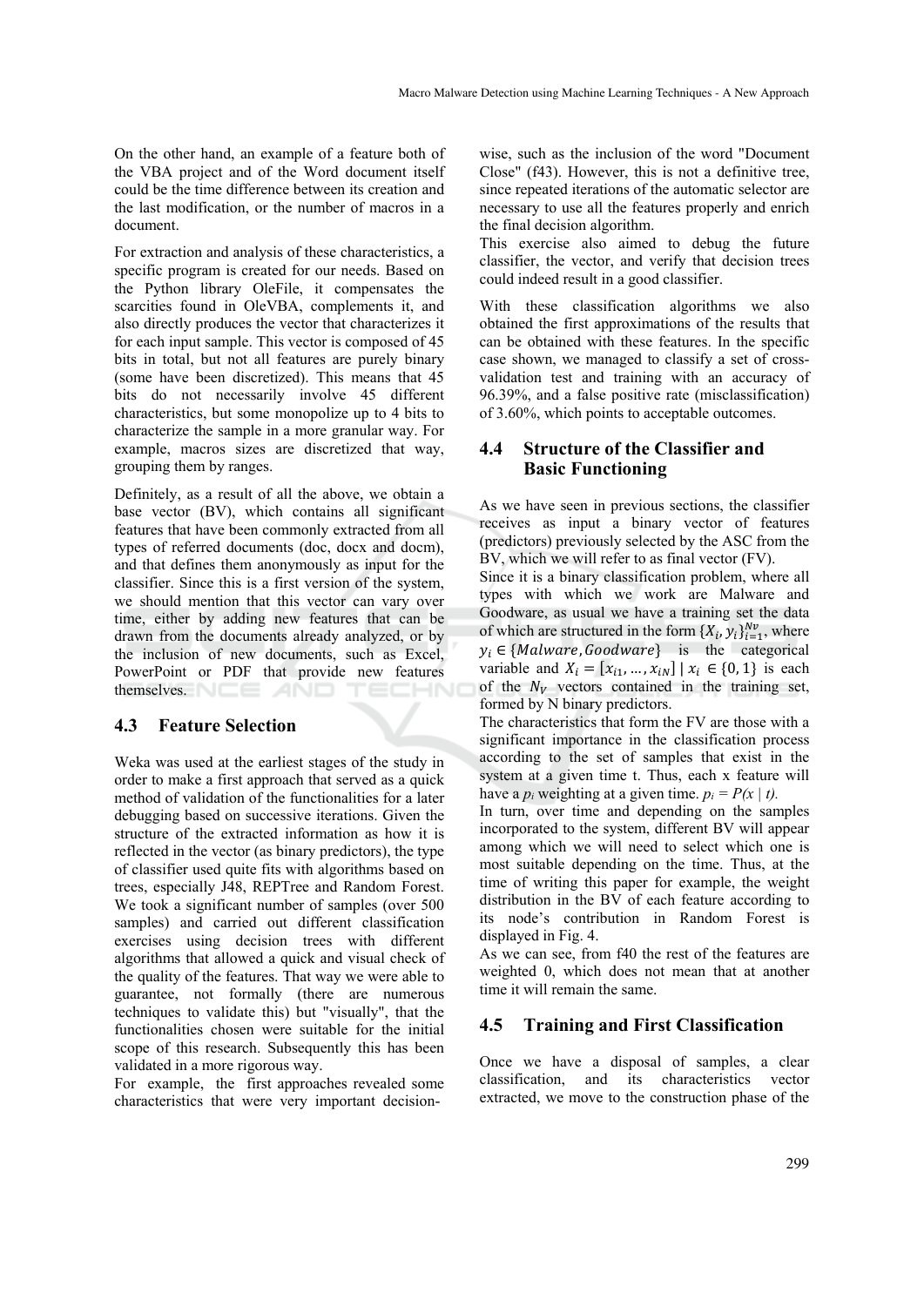On the other hand, an example of a feature both of the VBA project and of the Word document itself could be the time difference between its creation and the last modification, or the number of macros in a document.

For extraction and analysis of these characteristics, a specific program is created for our needs. Based on the Python library OleFile, it compensates the scarcities found in OleVBA, complements it, and also directly produces the vector that characterizes it for each input sample. This vector is composed of 45 bits in total, but not all features are purely binary (some have been discretized). This means that 45 bits do not necessarily involve 45 different characteristics, but some monopolize up to 4 bits to characterize the sample in a more granular way. For example, macros sizes are discretized that way, grouping them by ranges.

Definitely, as a result of all the above, we obtain a base vector (BV), which contains all significant features that have been commonly extracted from all types of referred documents (doc, docx and docm), and that defines them anonymously as input for the classifier. Since this is a first version of the system, we should mention that this vector can vary over time, either by adding new features that can be drawn from the documents already analyzed, or by the inclusion of new documents, such as Excel, PowerPoint or PDF that provide new features themselves.

## 4.3 Feature Selection

Weka was used at the earliest stages of the study in order to make a first approach that served as a quick method of validation of the functionalities for a later debugging based on successive iterations. Given the structure of the extracted information as how it is reflected in the vector (as binary predictors), the type of classifier used quite fits with algorithms based on trees, especially J48, REPTree and Random Forest. We took a significant number of samples (over 500 samples) and carried out different classification exercises using decision trees with different algorithms that allowed a quick and visual check of the quality of the features. That way we were able to guarantee, not formally (there are numerous techniques to validate this) but "visually", that the functionalities chosen were suitable for the initial scope of this research. Subsequently this has been validated in a more rigorous way.

For example, the first approaches revealed some characteristics that were very important decision-wise, such as the inclusion of the word "Document Close" (f43). However, this is not a definitive tree, since repeated iterations of the automatic selector are necessary to use all the features properly and enrich the final decision algorithm.

This exercise also aimed to debug the future classifier, the vector, and verify that decision trees could indeed result in a good classifier.

With these classification algorithms we also obtained the first approximations of the results that can be obtained with these features. In the specific case shown, we managed to classify a set of cross-validation test and training with an accuracy of 96.39%, and a false positive rate (misclassification) of 3.60%, which points to acceptable outcomes.

## 4.4 Structure of the Classifier and Basic Functioning

As we have seen in previous sections, the classifier receives as input a binary vector of features (predictors) previously selected by the ASC from the BV, which we will refer to as final vector (FV).

Since it is a binary classification problem, where all types with which we work are Malware and Goodware, as usual we have a training set the data of which are structured in the form $\{X_i, y_i\}_{i=1}^{Nv}$, where $y_i \in \{Malware, Goodware\}$ is the categorical variable and $X_i = [x_{i1}, \ldots, x_{iN}] \mid x_i \in \{0, 1\}$ is each of the $N_V$ vectors contained in the training set, formed by N binary predictors.

The characteristics that form the FV are those with a significant importance in the classification process according to the set of samples that exist in the system at a given time t. Thus, each x feature will have a $p_i$ weighting at a given time. $p_i = P(x \mid t)$.

In turn, over time and depending on the samples incorporated to the system, different BV will appear among which we will need to select which one is most suitable depending on the time. Thus, at the time of writing this paper for example, the weight distribution in the BV of each feature according to its node's contribution in Random Forest is displayed in Fig. 4.

As we can see, from f40 the rest of the features are weighted 0, which does not mean that at another time it will remain the same.

## 4.5 Training and First Classification

Once we have a disposal of samples, a clear classification, and its characteristics vector extracted, we move to the construction phase of the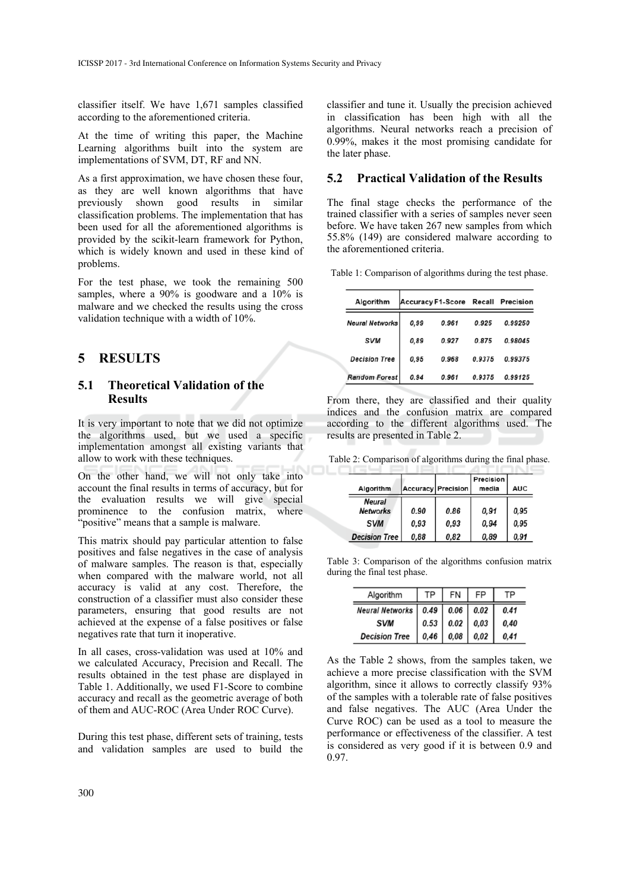classifier itself. We have 1,671 samples classified according to the aforementioned criteria.

At the time of writing this paper, the Machine Learning algorithms built into the system are implementations of SVM, DT, RF and NN.

As a first approximation, we have chosen these four, as they are well known algorithms that have previously shown good results in similar classification problems. The implementation that has been used for all the aforementioned algorithms is provided by the scikit-learn framework for Python, which is widely known and used in these kind of problems.

For the test phase, we took the remaining 500 samples, where a 90% is goodware and a 10% is malware and we checked the results using the cross validation technique with a width of 10%.

# 5 RESULTS

## 5.1 Theoretical Validation of the Results

It is very important to note that we did not optimize the algorithms used, but we used a specific implementation amongst all existing variants that allow to work with these techniques.

On the other hand, we will not only take into account the final results in terms of accuracy, but for the evaluation results we will give special prominence to the confusion matrix, where "positive" means that a sample is malware.

This matrix should pay particular attention to false positives and false negatives in the case of analysis of malware samples. The reason is that, especially when compared with the malware world, not all accuracy is valid at any cost. Therefore, the construction of a classifier must also consider these parameters, ensuring that good results are not achieved at the expense of a false positives or false negatives rate that turn it inoperative.

In all cases, cross-validation was used at 10% and we calculated Accuracy, Precision and Recall. The results obtained in the test phase are displayed in Table 1. Additionally, we used F1-Score to combine accuracy and recall as the geometric average of both of them and AUC-ROC (Area Under ROC Curve).

During this test phase, different sets of training, tests and validation samples are used to build the classifier and tune it. Usually the precision achieved in classification has been high with all the algorithms. Neural networks reach a precision of 0.99%, makes it the most promising candidate for the later phase.

## 5.2 Practical Validation of the Results

The final stage checks the performance of the trained classifier with a series of samples never seen before. We have taken 267 new samples from which 55.8% (149) are considered malware according to the aforementioned criteria.

Table 1: Comparison of algorithms during the test phase.

| Algorithm | Accuracy | F1-Score | Recall | Precision |
|---|---|---|---|---|
| *Neural Networks* | *0,99* | *0.961* | *0.925* | *0.99250* |
| *SVM* | *0,89* | *0.927* | *0.875* | *0.98045* |
| *Decision Tree* | *0,95* | *0.968* | *0.9375* | *0.99375* |
| *Random Forest* | *0.94* | *0.961* | *0.9375* | *0.99125* |

From there, they are classified and their quality indices and the confusion matrix are compared according to the different algorithms used. The results are presented in Table 2.

Table 2: Comparison of algorithms during the final phase.

| Algorithm | Accuracy | Precision | Precision media | AUC |
|---|---|---|---|---|
| *Neural Networks* | *0.90* | *0.86* | *0,91* | *0,95* |
| *SVM* | *0,93* | *0,93* | *0,94* | *0,95* |
| *Decision Tree* | *0,88* | *0,82* | *0,89* | *0,91* |

Table 3: Comparison of the algorithms confusion matrix during the final test phase.

| Algorithm | TP | FN | FP | TP |
|---|---|---|---|---|
| *Neural Networks* | *0.49* | *0.06* | *0.02* | *0.41* |
| *SVM* | *0.53* | *0.02* | *0,03* | *0,40* |
| *Decision Tree* | *0,46* | *0,08* | *0,02* | *0,41* |

As the Table 2 shows, from the samples taken, we achieve a more precise classification with the SVM algorithm, since it allows to correctly classify 93% of the samples with a tolerable rate of false positives and false negatives. The AUC (Area Under the Curve ROC) can be used as a tool to measure the performance or effectiveness of the classifier. A test is considered as very good if it is between 0.9 and 0.97.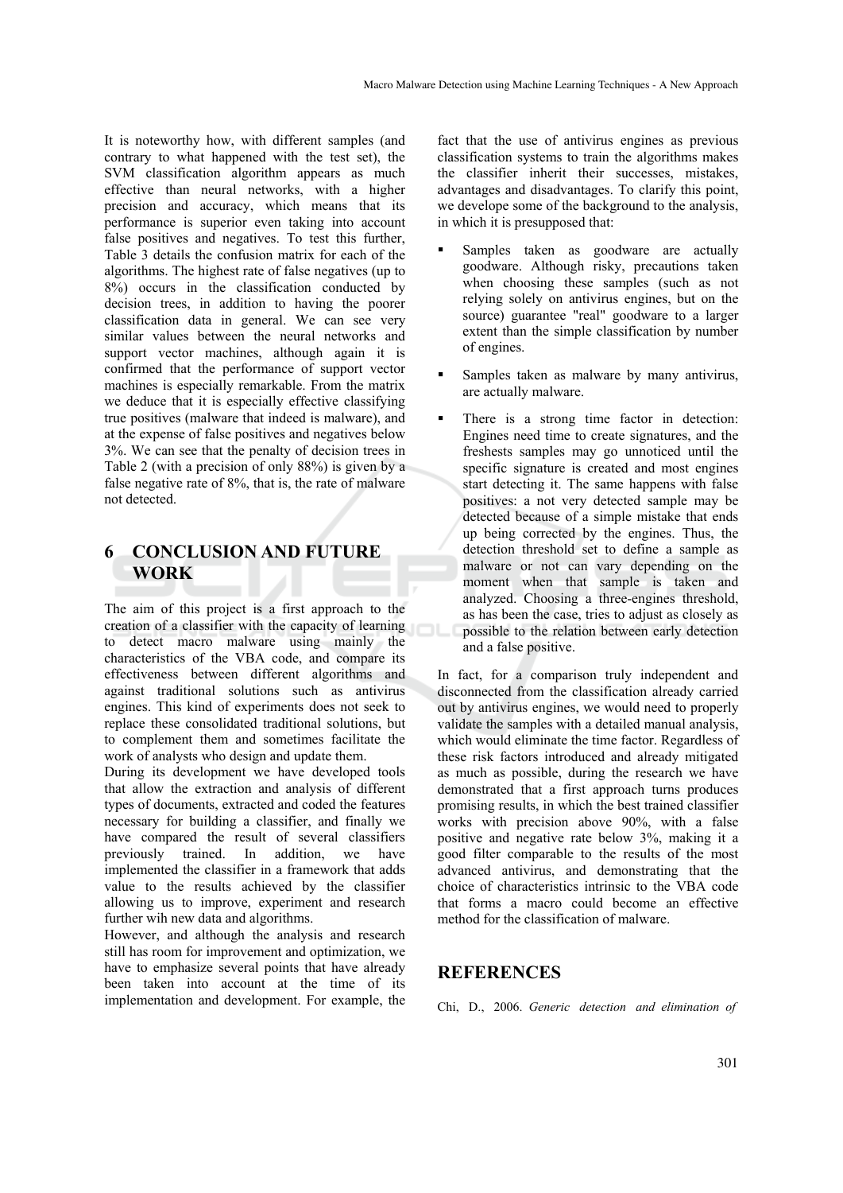It is noteworthy how, with different samples (and contrary to what happened with the test set), the SVM classification algorithm appears as much effective than neural networks, with a higher precision and accuracy, which means that its performance is superior even taking into account false positives and negatives. To test this further, Table 3 details the confusion matrix for each of the algorithms. The highest rate of false negatives (up to 8%) occurs in the classification conducted by decision trees, in addition to having the poorer classification data in general. We can see very similar values between the neural networks and support vector machines, although again it is confirmed that the performance of support vector machines is especially remarkable. From the matrix we deduce that it is especially effective classifying true positives (malware that indeed is malware), and at the expense of false positives and negatives below 3%. We can see that the penalty of decision trees in Table 2 (with a precision of only 88%) is given by a false negative rate of 8%, that is, the rate of malware not detected.

## 6 CONCLUSION AND FUTURE WORK

The aim of this project is a first approach to the creation of a classifier with the capacity of learning to detect macro malware using mainly the characteristics of the VBA code, and compare its effectiveness between different algorithms and against traditional solutions such as antivirus engines. This kind of experiments does not seek to replace these consolidated traditional solutions, but to complement them and sometimes facilitate the work of analysts who design and update them.

During its development we have developed tools that allow the extraction and analysis of different types of documents, extracted and coded the features necessary for building a classifier, and finally we have compared the result of several classifiers previously trained. In addition, we have implemented the classifier in a framework that adds value to the results achieved by the classifier allowing us to improve, experiment and research further wih new data and algorithms.

However, and although the analysis and research still has room for improvement and optimization, we have to emphasize several points that have already been taken into account at the time of its implementation and development. For example, the fact that the use of antivirus engines as previous classification systems to train the algorithms makes the classifier inherit their successes, mistakes, advantages and disadvantages. To clarify this point, we develope some of the background to the analysis, in which it is presupposed that:

- Samples taken as goodware are actually goodware. Although risky, precautions taken when choosing these samples (such as not relying solely on antivirus engines, but on the source) guarantee "real" goodware to a larger extent than the simple classification by number of engines.
- Samples taken as malware by many antivirus, are actually malware.
- There is a strong time factor in detection: Engines need time to create signatures, and the freshests samples may go unnoticed until the specific signature is created and most engines start detecting it. The same happens with false positives: a not very detected sample may be detected because of a simple mistake that ends up being corrected by the engines. Thus, the detection threshold set to define a sample as malware or not can vary depending on the moment when that sample is taken and analyzed. Choosing a three-engines threshold, as has been the case, tries to adjust as closely as possible to the relation between early detection and a false positive.

In fact, for a comparison truly independent and disconnected from the classification already carried out by antivirus engines, we would need to properly validate the samples with a detailed manual analysis, which would eliminate the time factor. Regardless of these risk factors introduced and already mitigated as much as possible, during the research we have demonstrated that a first approach turns produces promising results, in which the best trained classifier works with precision above 90%, with a false positive and negative rate below 3%, making it a good filter comparable to the results of the most advanced antivirus, and demonstrating that the choice of characteristics intrinsic to the VBA code that forms a macro could become an effective method for the classification of malware.

## REFERENCES

Chi, D., 2006. *Generic detection and elimination of*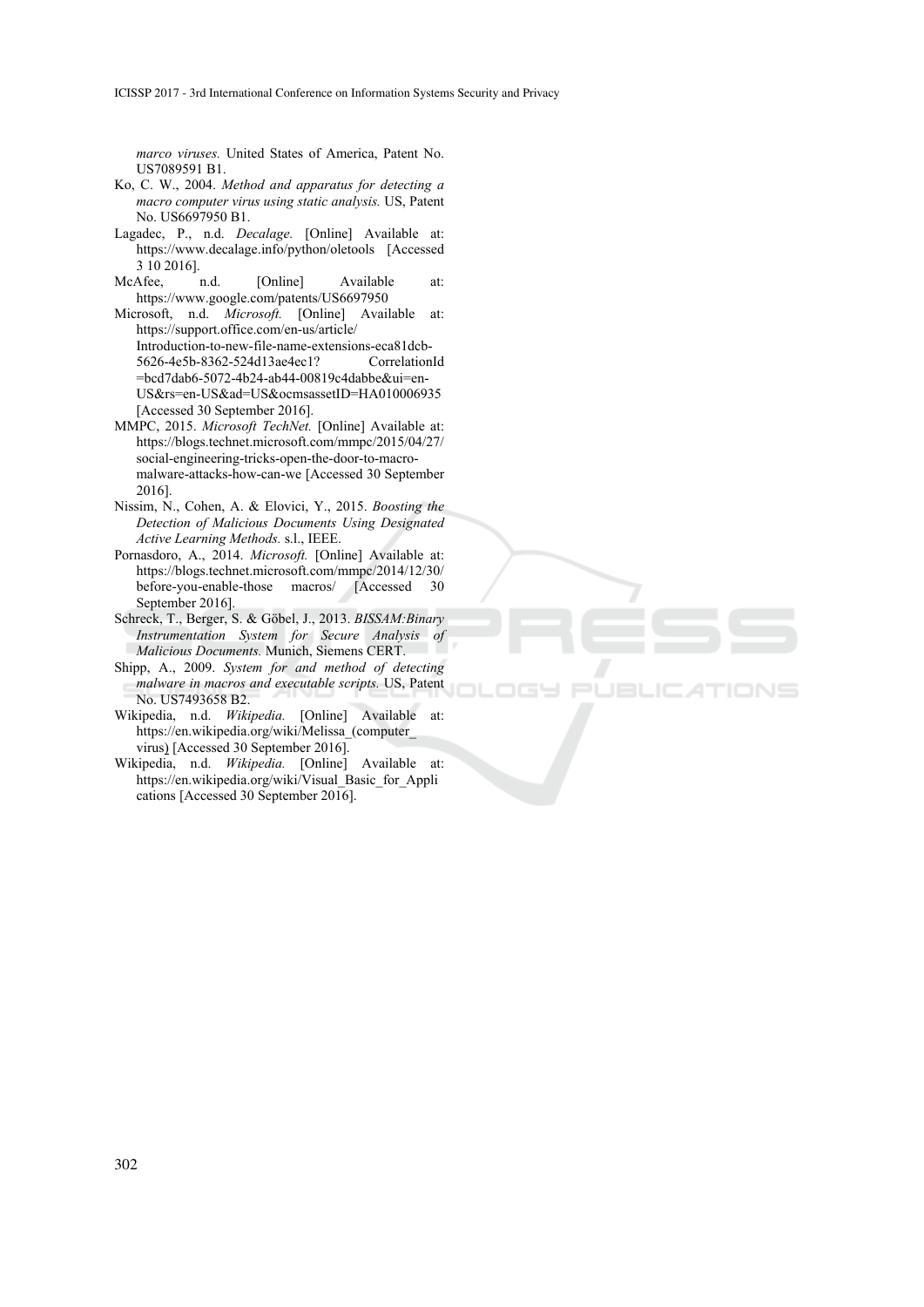*marco viruses.* United States of America, Patent No. US7089591 B1.

Ko, C. W., 2004. *Method and apparatus for detecting a macro computer virus using static analysis.* US, Patent No. US6697950 B1.

Lagadec, P., n.d. *Decalage.* [Online] Available at: https://www.decalage.info/python/oletools [Accessed 3 10 2016].

McAfee, n.d. [Online] Available at: https://www.google.com/patents/US6697950

Microsoft, n.d. *Microsoft.* [Online] Available at: https://support.office.com/en-us/article/Introduction-to-new-file-name-extensions-eca81dcb-5626-4e5b-8362-524d13ae4ec1? CorrelationId =bcd7dab6-5072-4b24-ab44-00819c4dabbe&ui=en-US&rs=en-US&ad=US&ocmsassetID=HA010006935 [Accessed 30 September 2016].

MMPC, 2015. *Microsoft TechNet.* [Online] Available at: https://blogs.technet.microsoft.com/mmpc/2015/04/27/social-engineering-tricks-open-the-door-to-macro-malware-attacks-how-can-we [Accessed 30 September 2016].

Nissim, N., Cohen, A. & Elovici, Y., 2015. *Boosting the Detection of Malicious Documents Using Designated Active Learning Methods.* s.l., IEEE.

Pornasdoro, A., 2014. *Microsoft.* [Online] Available at: https://blogs.technet.microsoft.com/mmpc/2014/12/30/before-you-enable-those macros/ [Accessed 30 September 2016].

Schreck, T., Berger, S. & Göbel, J., 2013. *BISSAM:Binary Instrumentation System for Secure Analysis of Malicious Documents.* Munich, Siemens CERT.

Shipp, A., 2009. *System for and method of detecting malware in macros and executable scripts.* US, Patent No. US7493658 B2.

Wikipedia, n.d. *Wikipedia.* [Online] Available at: https://en.wikipedia.org/wiki/Melissa_(computer_virus) [Accessed 30 September 2016].

Wikipedia, n.d. *Wikipedia.* [Online] Available at: https://en.wikipedia.org/wiki/Visual_Basic_for_Applications [Accessed 30 September 2016].